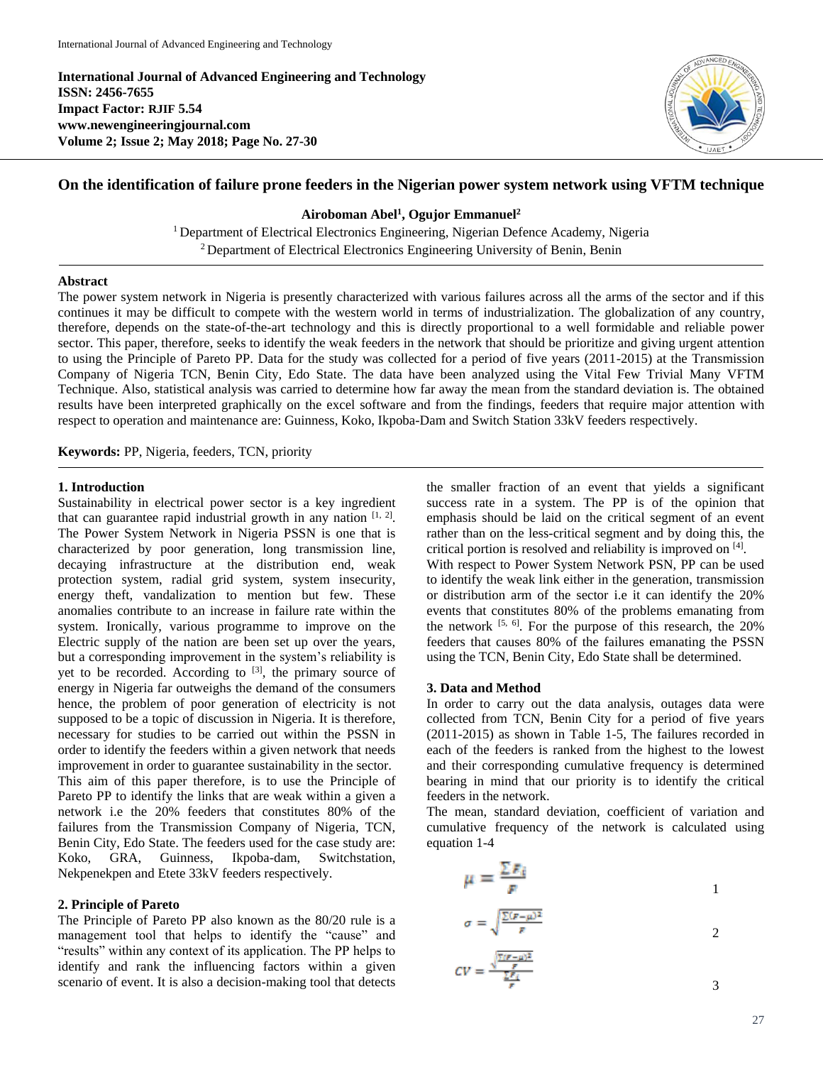**International Journal of Advanced Engineering and Technology**
**ISSN: 2456-7655**
**Impact Factor: RJIF 5.54**
**www.newengineeringjournal.com**
**Volume 2; Issue 2; May 2018; Page No. 27-30**

# On the identification of failure prone feeders in the Nigerian power system network using VFTM technique

**Airoboman Abel[1], Ogujor Emmanuel[2]**

[1] Department of Electrical Electronics Engineering, Nigerian Defence Academy, Nigeria
[2] Department of Electrical Electronics Engineering University of Benin, Benin

## Abstract

The power system network in Nigeria is presently characterized with various failures across all the arms of the sector and if this continues it may be difficult to compete with the western world in terms of industrialization. The globalization of any country, therefore, depends on the state-of-the-art technology and this is directly proportional to a well formidable and reliable power sector. This paper, therefore, seeks to identify the weak feeders in the network that should be prioritize and giving urgent attention to using the Principle of Pareto PP. Data for the study was collected for a period of five years (2011-2015) at the Transmission Company of Nigeria TCN, Benin City, Edo State. The data have been analyzed using the Vital Few Trivial Many VFTM Technique. Also, statistical analysis was carried to determine how far away the mean from the standard deviation is. The obtained results have been interpreted graphically on the excel software and from the findings, feeders that require major attention with respect to operation and maintenance are: Guinness, Koko, Ikpoba-Dam and Switch Station 33kV feeders respectively.

**Keywords:** PP, Nigeria, feeders, TCN, priority

## 1. Introduction

Sustainability in electrical power sector is a key ingredient that can guarantee rapid industrial growth in any nation [1, 2]. The Power System Network in Nigeria PSSN is one that is characterized by poor generation, long transmission line, decaying infrastructure at the distribution end, weak protection system, radial grid system, system insecurity, energy theft, vandalization to mention but few. These anomalies contribute to an increase in failure rate within the system. Ironically, various programme to improve on the Electric supply of the nation are been set up over the years, but a corresponding improvement in the system's reliability is yet to be recorded. According to [3], the primary source of energy in Nigeria far outweighs the demand of the consumers hence, the problem of poor generation of electricity is not supposed to be a topic of discussion in Nigeria. It is therefore, necessary for studies to be carried out within the PSSN in order to identify the feeders within a given network that needs improvement in order to guarantee sustainability in the sector.

This aim of this paper therefore, is to use the Principle of Pareto PP to identify the links that are weak within a given a network i.e the 20% feeders that constitutes 80% of the failures from the Transmission Company of Nigeria, TCN, Benin City, Edo State. The feeders used for the case study are: Koko, GRA, Guinness, Ikpoba-dam, Switchstation, Nekpenekpen and Etete 33kV feeders respectively.

## 2. Principle of Pareto

The Principle of Pareto PP also known as the 80/20 rule is a management tool that helps to identify the "cause" and "results" within any context of its application. The PP helps to identify and rank the influencing factors within a given scenario of event. It is also a decision-making tool that detects the smaller fraction of an event that yields a significant success rate in a system. The PP is of the opinion that emphasis should be laid on the critical segment of an event rather than on the less-critical segment and by doing this, the critical portion is resolved and reliability is improved on [4].

With respect to Power System Network PSN, PP can be used to identify the weak link either in the generation, transmission or distribution arm of the sector i.e it can identify the 20% events that constitutes 80% of the problems emanating from the network [5, 6]. For the purpose of this research, the 20% feeders that causes 80% of the failures emanating the PSSN using the TCN, Benin City, Edo State shall be determined.

## 3. Data and Method

In order to carry out the data analysis, outages data were collected from TCN, Benin City for a period of five years (2011-2015) as shown in Table 1-5, The failures recorded in each of the feeders is ranked from the highest to the lowest and their corresponding cumulative frequency is determined bearing in mind that our priority is to identify the critical feeders in the network.

The mean, standard deviation, coefficient of variation and cumulative frequency of the network is calculated using equation 1-4

$$\mu = \frac{\sum F_i}{F} \quad (1)$$

$$\sigma = \sqrt{\frac{\sum(F-\mu)^2}{F}} \quad (2)$$

$$CV = \frac{\sqrt{\frac{\sum(F-\mu)^2}{F}}}{\frac{\sum F_i}{F}} \quad (3)$$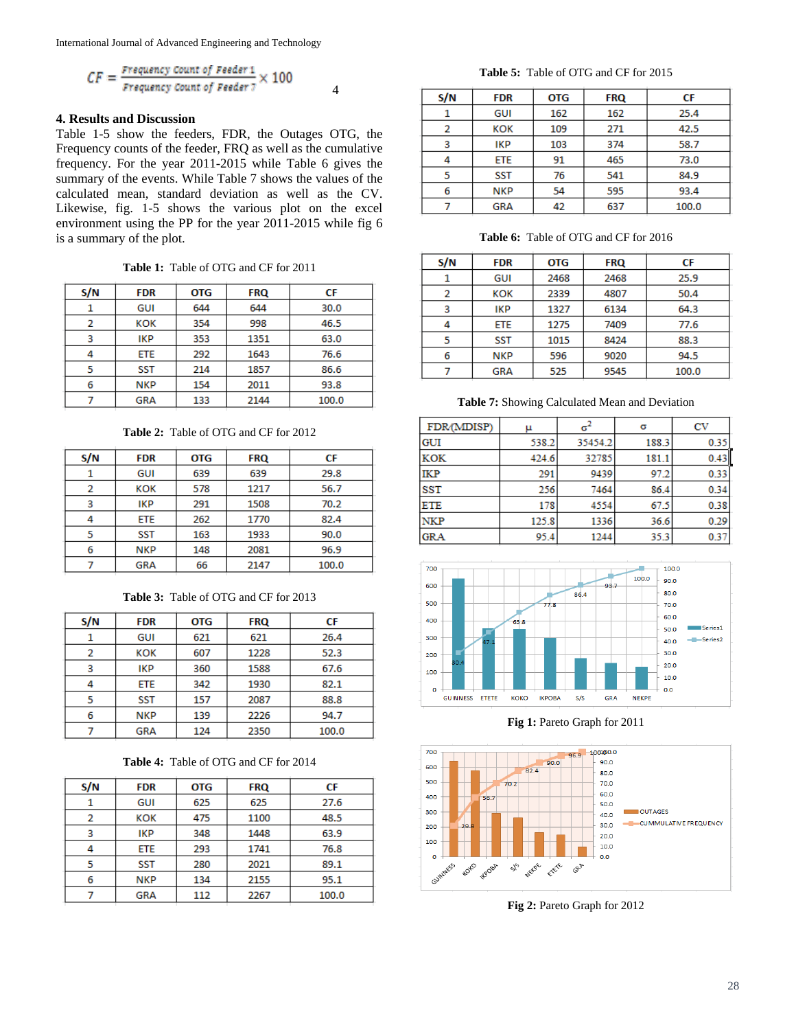$$CF = \frac{\text{Frequency Count of Feeder 1}}{\text{Frequency Count of Feeder 7}} \times 100 \qquad 4$$

## 4. Results and Discussion

Table 1-5 show the feeders, FDR, the Outages OTG, the Frequency counts of the feeder, FRQ as well as the cumulative frequency. For the year 2011-2015 while Table 6 gives the summary of the events. While Table 7 shows the values of the calculated mean, standard deviation as well as the CV. Likewise, fig. 1-5 shows the various plot on the excel environment using the PP for the year 2011-2015 while fig 6 is a summary of the plot.

**Table 1:** Table of OTG and CF for 2011

| S/N | FDR | OTG | FRQ | CF |
|---|---|---|---|---|
| 1 | GUI | 644 | 644 | 30.0 |
| 2 | KOK | 354 | 998 | 46.5 |
| 3 | IKP | 353 | 1351 | 63.0 |
| 4 | ETE | 292 | 1643 | 76.6 |
| 5 | SST | 214 | 1857 | 86.6 |
| 6 | NKP | 154 | 2011 | 93.8 |
| 7 | GRA | 133 | 2144 | 100.0 |

**Table 2:** Table of OTG and CF for 2012

| S/N | FDR | OTG | FRQ | CF |
|---|---|---|---|---|
| 1 | GUI | 639 | 639 | 29.8 |
| 2 | KOK | 578 | 1217 | 56.7 |
| 3 | IKP | 291 | 1508 | 70.2 |
| 4 | ETE | 262 | 1770 | 82.4 |
| 5 | SST | 163 | 1933 | 90.0 |
| 6 | NKP | 148 | 2081 | 96.9 |
| 7 | GRA | 66 | 2147 | 100.0 |

**Table 3:** Table of OTG and CF for 2013

| S/N | FDR | OTG | FRQ | CF |
|---|---|---|---|---|
| 1 | GUI | 621 | 621 | 26.4 |
| 2 | KOK | 607 | 1228 | 52.3 |
| 3 | IKP | 360 | 1588 | 67.6 |
| 4 | ETE | 342 | 1930 | 82.1 |
| 5 | SST | 157 | 2087 | 88.8 |
| 6 | NKP | 139 | 2226 | 94.7 |
| 7 | GRA | 124 | 2350 | 100.0 |

**Table 4:** Table of OTG and CF for 2014

| S/N | FDR | OTG | FRQ | CF |
|---|---|---|---|---|
| 1 | GUI | 625 | 625 | 27.6 |
| 2 | KOK | 475 | 1100 | 48.5 |
| 3 | IKP | 348 | 1448 | 63.9 |
| 4 | ETE | 293 | 1741 | 76.8 |
| 5 | SST | 280 | 2021 | 89.1 |
| 6 | NKP | 134 | 2155 | 95.1 |
| 7 | GRA | 112 | 2267 | 100.0 |

**Table 5:** Table of OTG and CF for 2015

| S/N | FDR | OTG | FRQ | CF |
|---|---|---|---|---|
| 1 | GUI | 162 | 162 | 25.4 |
| 2 | KOK | 109 | 271 | 42.5 |
| 3 | IKP | 103 | 374 | 58.7 |
| 4 | ETE | 91 | 465 | 73.0 |
| 5 | SST | 76 | 541 | 84.9 |
| 6 | NKP | 54 | 595 | 93.4 |
| 7 | GRA | 42 | 637 | 100.0 |

**Table 6:** Table of OTG and CF for 2016

| S/N | FDR | OTG | FRQ | CF |
|---|---|---|---|---|
| 1 | GUI | 2468 | 2468 | 25.9 |
| 2 | KOK | 2339 | 4807 | 50.4 |
| 3 | IKP | 1327 | 6134 | 64.3 |
| 4 | ETE | 1275 | 7409 | 77.6 |
| 5 | SST | 1015 | 8424 | 88.3 |
| 6 | NKP | 596 | 9020 | 94.5 |
| 7 | GRA | 525 | 9545 | 100.0 |

**Table 7:** Showing Calculated Mean and Deviation

| FDR(MDISP) | μ | $\sigma^2$ | σ | CV |
|---|---|---|---|---|
| GUI | 538.2 | 35454.2 | 188.3 | 0.35 |
| KOK | 424.6 | 32785 | 181.1 | 0.43 |
| IKP | 291 | 9439 | 97.2 | 0.33 |
| SST | 256 | 7464 | 86.4 | 0.34 |
| ETE | 178 | 4554 | 67.5 | 0.38 |
| NKP | 125.8 | 1336 | 36.6 | 0.29 |
| GRA | 95.4 | 1244 | 35.3 | 0.37 |

**Fig 1:** Pareto Graph for 2011

**Fig 2:** Pareto Graph for 2012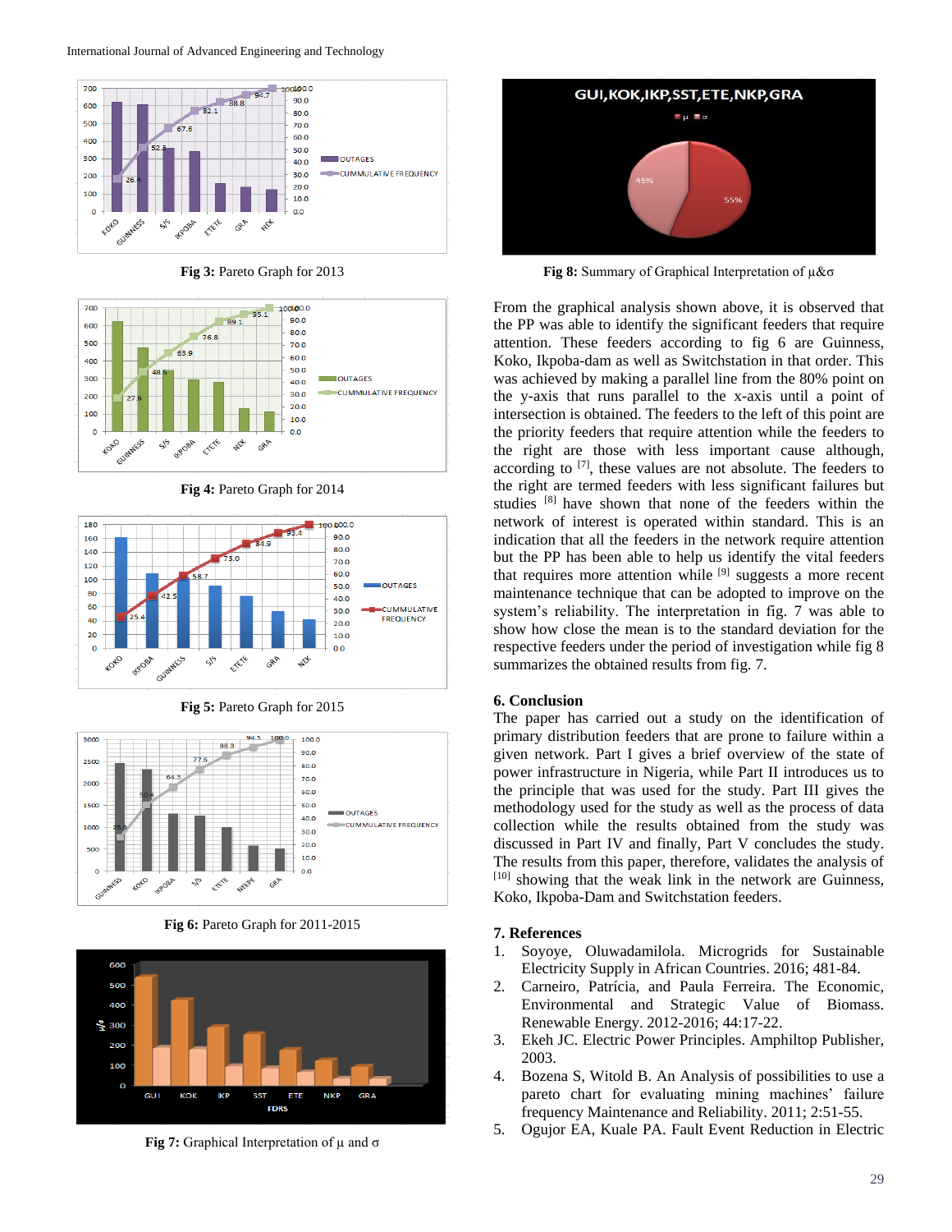Fig 3: Pareto Graph for 2013

Fig 4: Pareto Graph for 2014

Fig 5: Pareto Graph for 2015

Fig 6: Pareto Graph for 2011-2015

Fig 7: Graphical Interpretation of μ and σ

Fig 8: Summary of Graphical Interpretation of μ&σ

From the graphical analysis shown above, it is observed that the PP was able to identify the significant feeders that require attention. These feeders according to fig 6 are Guinness, Koko, Ikpoba-dam as well as Switchstation in that order. This was achieved by making a parallel line from the 80% point on the y-axis that runs parallel to the x-axis until a point of intersection is obtained. The feeders to the left of this point are the priority feeders that require attention while the feeders to the right are those with less important cause although, according to [7], these values are not absolute. The feeders to the right are termed feeders with less significant failures but studies [8] have shown that none of the feeders within the network of interest is operated within standard. This is an indication that all the feeders in the network require attention but the PP has been able to help us identify the vital feeders that requires more attention while [9] suggests a more recent maintenance technique that can be adopted to improve on the system's reliability. The interpretation in fig. 7 was able to show how close the mean is to the standard deviation for the respective feeders under the period of investigation while fig 8 summarizes the obtained results from fig. 7.

## 6. Conclusion

The paper has carried out a study on the identification of primary distribution feeders that are prone to failure within a given network. Part I gives a brief overview of the state of power infrastructure in Nigeria, while Part II introduces us to the principle that was used for the study. Part III gives the methodology used for the study as well as the process of data collection while the results obtained from the study was discussed in Part IV and finally, Part V concludes the study. The results from this paper, therefore, validates the analysis of [10] showing that the weak link in the network are Guinness, Koko, Ikpoba-Dam and Switchstation feeders.

## 7. References

1. Soyoye, Oluwadamilola. Microgrids for Sustainable Electricity Supply in African Countries. 2016; 481-84.
2. Carneiro, Patrícia, and Paula Ferreira. The Economic, Environmental and Strategic Value of Biomass. Renewable Energy. 2012-2016; 44:17-22.
3. Ekeh JC. Electric Power Principles. Amphiltop Publisher, 2003.
4. Bozena S, Witold B. An Analysis of possibilities to use a pareto chart for evaluating mining machines' failure frequency Maintenance and Reliability. 2011; 2:51-55.
5. Ogujor EA, Kuale PA. Fault Event Reduction in Electric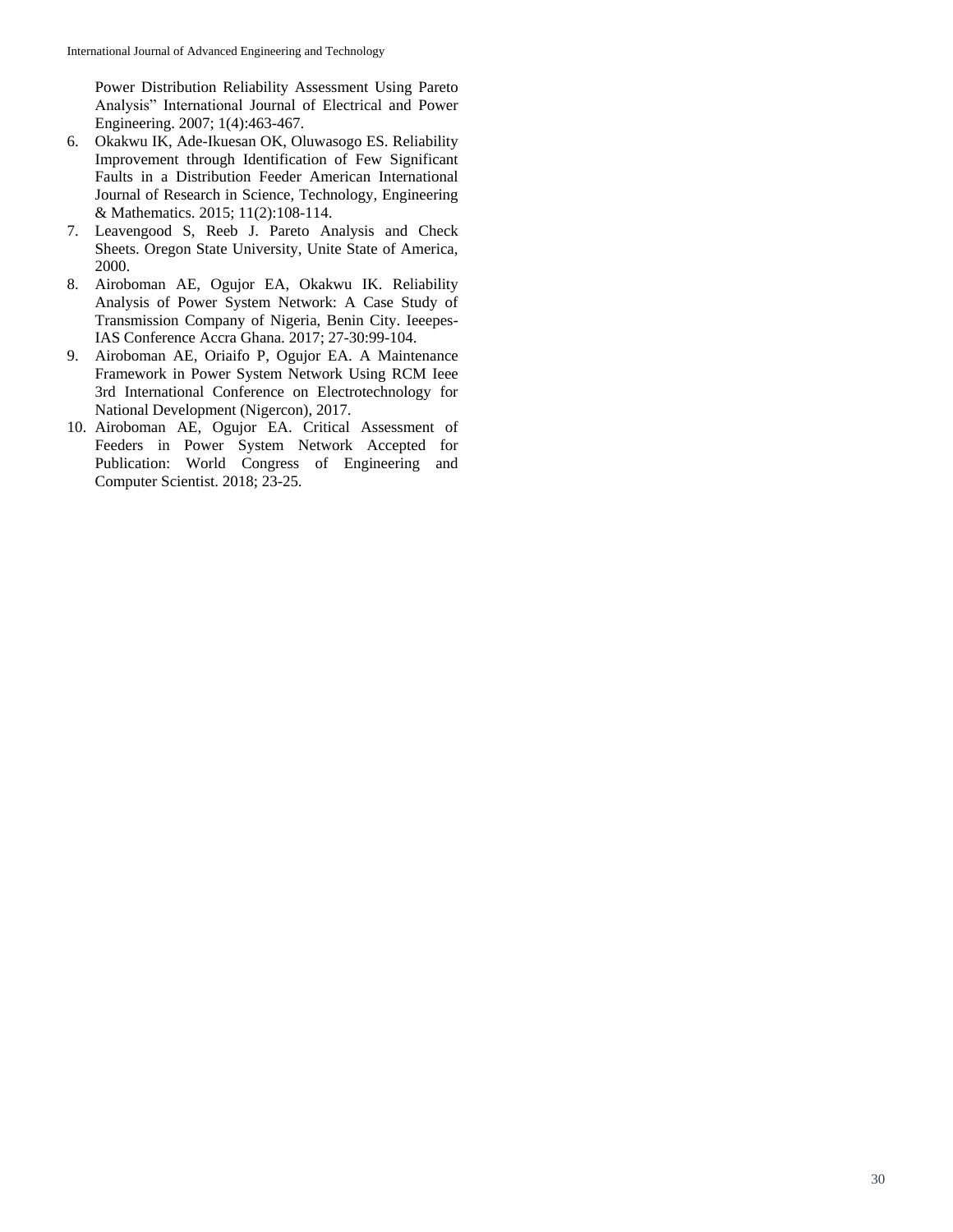Power Distribution Reliability Assessment Using Pareto Analysis" International Journal of Electrical and Power Engineering. 2007; 1(4):463-467.

6. Okakwu IK, Ade-Ikuesan OK, Oluwasogo ES. Reliability Improvement through Identification of Few Significant Faults in a Distribution Feeder American International Journal of Research in Science, Technology, Engineering & Mathematics. 2015; 11(2):108-114.
7. Leavengood S, Reeb J. Pareto Analysis and Check Sheets. Oregon State University, Unite State of America, 2000.
8. Airoboman AE, Ogujor EA, Okakwu IK. Reliability Analysis of Power System Network: A Case Study of Transmission Company of Nigeria, Benin City. Ieeepes-IAS Conference Accra Ghana. 2017; 27-30:99-104.
9. Airoboman AE, Oriaifo P, Ogujor EA. A Maintenance Framework in Power System Network Using RCM Ieee 3rd International Conference on Electrotechnology for National Development (Nigercon), 2017.
10. Airoboman AE, Ogujor EA. Critical Assessment of Feeders in Power System Network Accepted for Publication: World Congress of Engineering and Computer Scientist. 2018; 23-25.